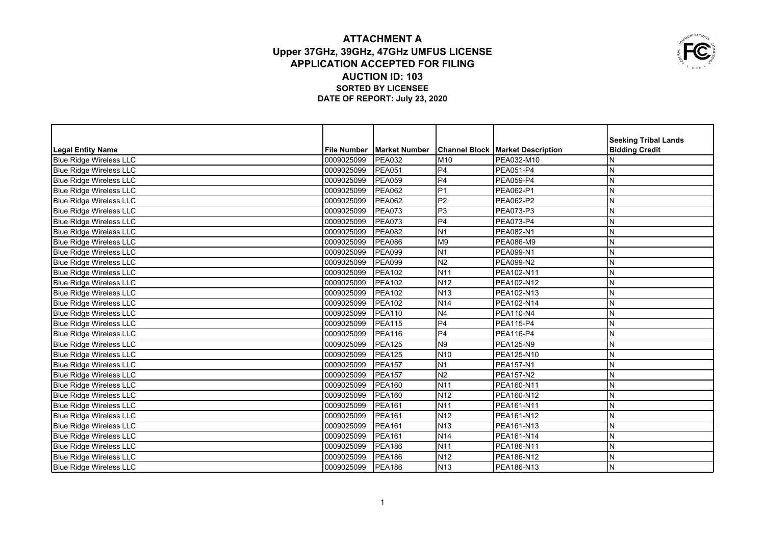# ATTACHMENT A
## Upper 37GHz, 39GHz, 47GHz UMFUS LICENSE
## APPLICATION ACCEPTED FOR FILING
## AUCTION ID: 103
### SORTED BY LICENSEE
### DATE OF REPORT: July 23, 2020

| Legal Entity Name | File Number | Market Number | Channel Block | Market Description | Seeking Tribal Lands Bidding Credit |
|---|---|---|---|---|---|
| Blue Ridge Wireless LLC | 0009025099 | PEA032 | M10 | PEA032-M10 | N |
| Blue Ridge Wireless LLC | 0009025099 | PEA051 | P4 | PEA051-P4 | N |
| Blue Ridge Wireless LLC | 0009025099 | PEA059 | P4 | PEA059-P4 | N |
| Blue Ridge Wireless LLC | 0009025099 | PEA062 | P1 | PEA062-P1 | N |
| Blue Ridge Wireless LLC | 0009025099 | PEA062 | P2 | PEA062-P2 | N |
| Blue Ridge Wireless LLC | 0009025099 | PEA073 | P3 | PEA073-P3 | N |
| Blue Ridge Wireless LLC | 0009025099 | PEA073 | P4 | PEA073-P4 | N |
| Blue Ridge Wireless LLC | 0009025099 | PEA082 | N1 | PEA082-N1 | N |
| Blue Ridge Wireless LLC | 0009025099 | PEA086 | M9 | PEA086-M9 | N |
| Blue Ridge Wireless LLC | 0009025099 | PEA099 | N1 | PEA099-N1 | N |
| Blue Ridge Wireless LLC | 0009025099 | PEA099 | N2 | PEA099-N2 | N |
| Blue Ridge Wireless LLC | 0009025099 | PEA102 | N11 | PEA102-N11 | N |
| Blue Ridge Wireless LLC | 0009025099 | PEA102 | N12 | PEA102-N12 | N |
| Blue Ridge Wireless LLC | 0009025099 | PEA102 | N13 | PEA102-N13 | N |
| Blue Ridge Wireless LLC | 0009025099 | PEA102 | N14 | PEA102-N14 | N |
| Blue Ridge Wireless LLC | 0009025099 | PEA110 | N4 | PEA110-N4 | N |
| Blue Ridge Wireless LLC | 0009025099 | PEA115 | P4 | PEA115-P4 | N |
| Blue Ridge Wireless LLC | 0009025099 | PEA116 | P4 | PEA116-P4 | N |
| Blue Ridge Wireless LLC | 0009025099 | PEA125 | N9 | PEA125-N9 | N |
| Blue Ridge Wireless LLC | 0009025099 | PEA125 | N10 | PEA125-N10 | N |
| Blue Ridge Wireless LLC | 0009025099 | PEA157 | N1 | PEA157-N1 | N |
| Blue Ridge Wireless LLC | 0009025099 | PEA157 | N2 | PEA157-N2 | N |
| Blue Ridge Wireless LLC | 0009025099 | PEA160 | N11 | PEA160-N11 | N |
| Blue Ridge Wireless LLC | 0009025099 | PEA160 | N12 | PEA160-N12 | N |
| Blue Ridge Wireless LLC | 0009025099 | PEA161 | N11 | PEA161-N11 | N |
| Blue Ridge Wireless LLC | 0009025099 | PEA161 | N12 | PEA161-N12 | N |
| Blue Ridge Wireless LLC | 0009025099 | PEA161 | N13 | PEA161-N13 | N |
| Blue Ridge Wireless LLC | 0009025099 | PEA161 | N14 | PEA161-N14 | N |
| Blue Ridge Wireless LLC | 0009025099 | PEA186 | N11 | PEA186-N11 | N |
| Blue Ridge Wireless LLC | 0009025099 | PEA186 | N12 | PEA186-N12 | N |
| Blue Ridge Wireless LLC | 0009025099 | PEA186 | N13 | PEA186-N13 | N |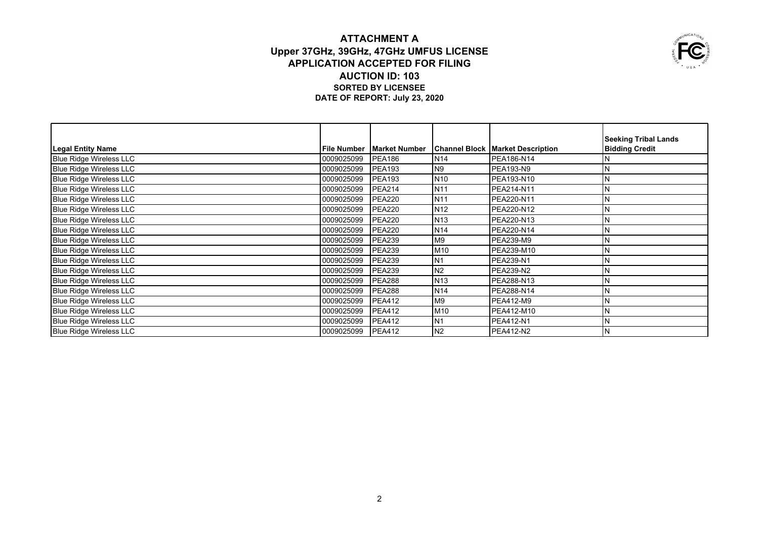# ATTACHMENT A

## Upper 37GHz, 39GHz, 47GHz UMFUS LICENSE APPLICATION ACCEPTED FOR FILING

## AUCTION ID: 103

### SORTED BY LICENSEE

### DATE OF REPORT: July 23, 2020

| Legal Entity Name | File Number | Market Number | Channel Block | Market Description | Seeking Tribal Lands Bidding Credit |
|---|---|---|---|---|---|
| Blue Ridge Wireless LLC | 0009025099 | PEA186 | N14 | PEA186-N14 | N |
| Blue Ridge Wireless LLC | 0009025099 | PEA193 | N9 | PEA193-N9 | N |
| Blue Ridge Wireless LLC | 0009025099 | PEA193 | N10 | PEA193-N10 | N |
| Blue Ridge Wireless LLC | 0009025099 | PEA214 | N11 | PEA214-N11 | N |
| Blue Ridge Wireless LLC | 0009025099 | PEA220 | N11 | PEA220-N11 | N |
| Blue Ridge Wireless LLC | 0009025099 | PEA220 | N12 | PEA220-N12 | N |
| Blue Ridge Wireless LLC | 0009025099 | PEA220 | N13 | PEA220-N13 | N |
| Blue Ridge Wireless LLC | 0009025099 | PEA220 | N14 | PEA220-N14 | N |
| Blue Ridge Wireless LLC | 0009025099 | PEA239 | M9 | PEA239-M9 | N |
| Blue Ridge Wireless LLC | 0009025099 | PEA239 | M10 | PEA239-M10 | N |
| Blue Ridge Wireless LLC | 0009025099 | PEA239 | N1 | PEA239-N1 | N |
| Blue Ridge Wireless LLC | 0009025099 | PEA239 | N2 | PEA239-N2 | N |
| Blue Ridge Wireless LLC | 0009025099 | PEA288 | N13 | PEA288-N13 | N |
| Blue Ridge Wireless LLC | 0009025099 | PEA288 | N14 | PEA288-N14 | N |
| Blue Ridge Wireless LLC | 0009025099 | PEA412 | M9 | PEA412-M9 | N |
| Blue Ridge Wireless LLC | 0009025099 | PEA412 | M10 | PEA412-M10 | N |
| Blue Ridge Wireless LLC | 0009025099 | PEA412 | N1 | PEA412-N1 | N |
| Blue Ridge Wireless LLC | 0009025099 | PEA412 | N2 | PEA412-N2 | N |